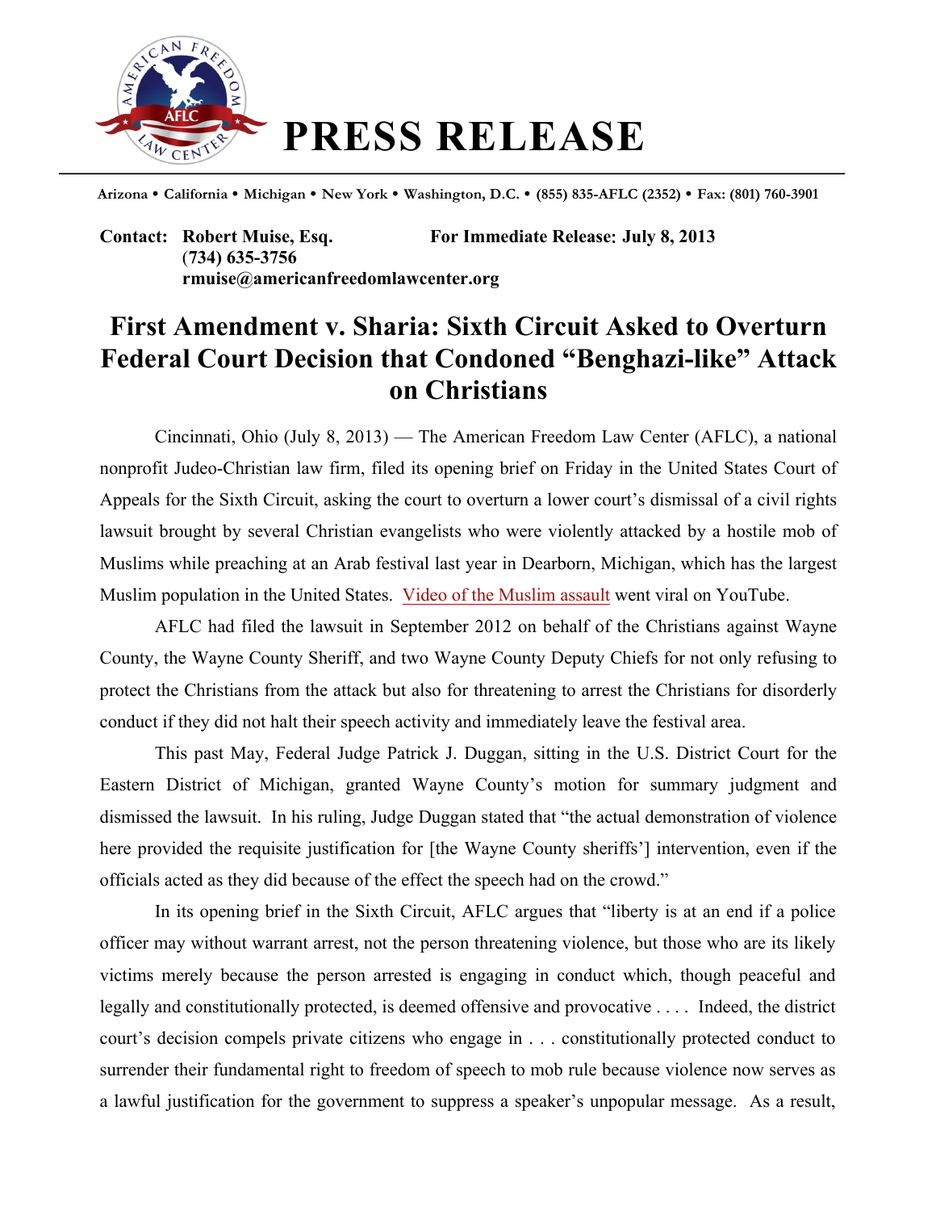# PRESS RELEASE

**Arizona • California • Michigan • New York • Washington, D.C. • (855) 835-AFLC (2352) • Fax: (801) 760-3901**

**Contact: Robert Muise, Esq.** **For Immediate Release: July 8, 2013**
**(734) 635-3756**
**rmuise@americanfreedomlawcenter.org**

## First Amendment v. Sharia: Sixth Circuit Asked to Overturn Federal Court Decision that Condoned "Benghazi-like" Attack on Christians

Cincinnati, Ohio (July 8, 2013) — The American Freedom Law Center (AFLC), a national nonprofit Judeo-Christian law firm, filed its opening brief on Friday in the United States Court of Appeals for the Sixth Circuit, asking the court to overturn a lower court's dismissal of a civil rights lawsuit brought by several Christian evangelists who were violently attacked by a hostile mob of Muslims while preaching at an Arab festival last year in Dearborn, Michigan, which has the largest Muslim population in the United States. Video of the Muslim assault went viral on YouTube.

AFLC had filed the lawsuit in September 2012 on behalf of the Christians against Wayne County, the Wayne County Sheriff, and two Wayne County Deputy Chiefs for not only refusing to protect the Christians from the attack but also for threatening to arrest the Christians for disorderly conduct if they did not halt their speech activity and immediately leave the festival area.

This past May, Federal Judge Patrick J. Duggan, sitting in the U.S. District Court for the Eastern District of Michigan, granted Wayne County's motion for summary judgment and dismissed the lawsuit. In his ruling, Judge Duggan stated that "the actual demonstration of violence here provided the requisite justification for [the Wayne County sheriffs'] intervention, even if the officials acted as they did because of the effect the speech had on the crowd."

In its opening brief in the Sixth Circuit, AFLC argues that "liberty is at an end if a police officer may without warrant arrest, not the person threatening violence, but those who are its likely victims merely because the person arrested is engaging in conduct which, though peaceful and legally and constitutionally protected, is deemed offensive and provocative . . . . Indeed, the district court's decision compels private citizens who engage in . . . constitutionally protected conduct to surrender their fundamental right to freedom of speech to mob rule because violence now serves as a lawful justification for the government to suppress a speaker's unpopular message. As a result,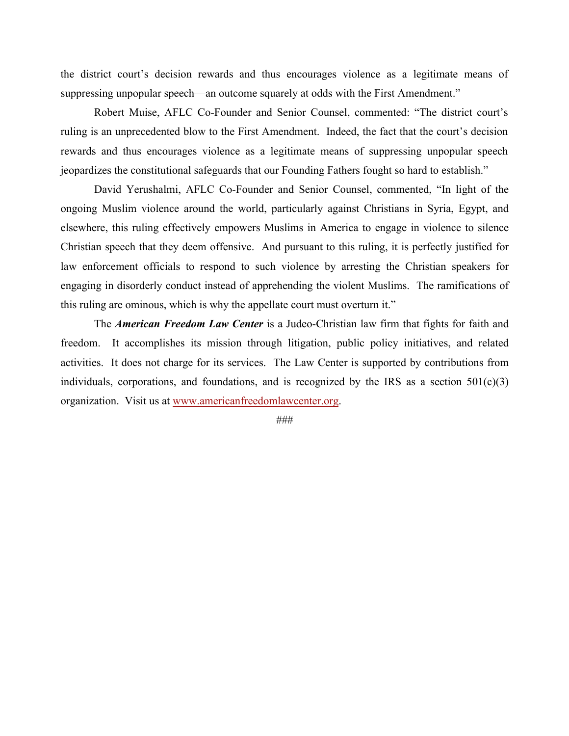the district court's decision rewards and thus encourages violence as a legitimate means of suppressing unpopular speech—an outcome squarely at odds with the First Amendment."

Robert Muise, AFLC Co-Founder and Senior Counsel, commented: "The district court's ruling is an unprecedented blow to the First Amendment. Indeed, the fact that the court's decision rewards and thus encourages violence as a legitimate means of suppressing unpopular speech jeopardizes the constitutional safeguards that our Founding Fathers fought so hard to establish."

David Yerushalmi, AFLC Co-Founder and Senior Counsel, commented, "In light of the ongoing Muslim violence around the world, particularly against Christians in Syria, Egypt, and elsewhere, this ruling effectively empowers Muslims in America to engage in violence to silence Christian speech that they deem offensive. And pursuant to this ruling, it is perfectly justified for law enforcement officials to respond to such violence by arresting the Christian speakers for engaging in disorderly conduct instead of apprehending the violent Muslims. The ramifications of this ruling are ominous, which is why the appellate court must overturn it."

The ***American Freedom Law Center*** is a Judeo-Christian law firm that fights for faith and freedom. It accomplishes its mission through litigation, public policy initiatives, and related activities. It does not charge for its services. The Law Center is supported by contributions from individuals, corporations, and foundations, and is recognized by the IRS as a section 501(c)(3) organization. Visit us at www.americanfreedomlawcenter.org.

###